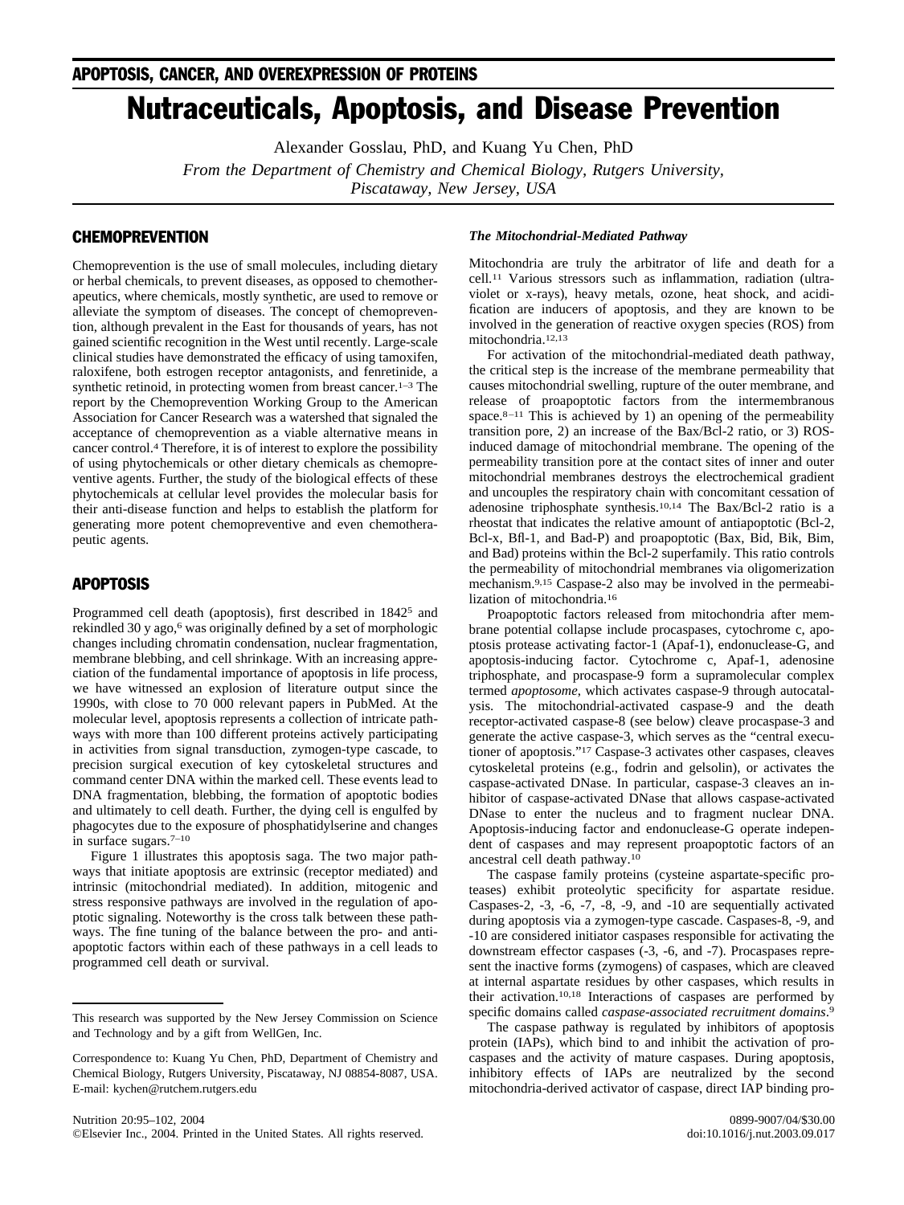## APOPTOSIS, CANCER, AND OVEREXPRESSION OF PROTEINS

# Nutraceuticals, Apoptosis, and Disease Prevention

Alexander Gosslau, PhD, and Kuang Yu Chen, PhD

*From the Department of Chemistry and Chemical Biology, Rutgers University, Piscataway, New Jersey, USA*

## CHEMOPREVENTION

Chemoprevention is the use of small molecules, including dietary or herbal chemicals, to prevent diseases, as opposed to chemotherapeutics, where chemicals, mostly synthetic, are used to remove or alleviate the symptom of diseases. The concept of chemoprevention, although prevalent in the East for thousands of years, has not gained scientific recognition in the West until recently. Large-scale clinical studies have demonstrated the efficacy of using tamoxifen, raloxifene, both estrogen receptor antagonists, and fenretinide, a synthetic retinoid, in protecting women from breast cancer.[1–3] The report by the Chemoprevention Working Group to the American Association for Cancer Research was a watershed that signaled the acceptance of chemoprevention as a viable alternative means in cancer control.[4] Therefore, it is of interest to explore the possibility of using phytochemicals or other dietary chemicals as chemopreventive agents. Further, the study of the biological effects of these phytochemicals at cellular level provides the molecular basis for their anti-disease function and helps to establish the platform for generating more potent chemopreventive and even chemotherapeutic agents.

## APOPTOSIS

Programmed cell death (apoptosis), first described in 1842[5] and rekindled 30 y ago,[6] was originally defined by a set of morphologic changes including chromatin condensation, nuclear fragmentation, membrane blebbing, and cell shrinkage. With an increasing appreciation of the fundamental importance of apoptosis in life process, we have witnessed an explosion of literature output since the 1990s, with close to 70 000 relevant papers in PubMed. At the molecular level, apoptosis represents a collection of intricate pathways with more than 100 different proteins actively participating in activities from signal transduction, zymogen-type cascade, to precision surgical execution of key cytoskeletal structures and command center DNA within the marked cell. These events lead to DNA fragmentation, blebbing, the formation of apoptotic bodies and ultimately to cell death. Further, the dying cell is engulfed by phagocytes due to the exposure of phosphatidylserine and changes in surface sugars.[7–10]

Figure 1 illustrates this apoptosis saga. The two major pathways that initiate apoptosis are extrinsic (receptor mediated) and intrinsic (mitochondrial mediated). In addition, mitogenic and stress responsive pathways are involved in the regulation of apoptotic signaling. Noteworthy is the cross talk between these pathways. The fine tuning of the balance between the pro- and anti-apoptotic factors within each of these pathways in a cell leads to programmed cell death or survival.

### *The Mitochondrial-Mediated Pathway*

Mitochondria are truly the arbitrator of life and death for a cell.[11] Various stressors such as inflammation, radiation (ultraviolet or x-rays), heavy metals, ozone, heat shock, and acidification are inducers of apoptosis, and they are known to be involved in the generation of reactive oxygen species (ROS) from mitochondria.[12,13]

For activation of the mitochondrial-mediated death pathway, the critical step is the increase of the membrane permeability that causes mitochondrial swelling, rupture of the outer membrane, and release of proapoptotic factors from the intermembranous space.[8–11] This is achieved by 1) an opening of the permeability transition pore, 2) an increase of the Bax/Bcl-2 ratio, or 3) ROS-induced damage of mitochondrial membrane. The opening of the permeability transition pore at the contact sites of inner and outer mitochondrial membranes destroys the electrochemical gradient and uncouples the respiratory chain with concomitant cessation of adenosine triphosphate synthesis.[10,14] The Bax/Bcl-2 ratio is a rheostat that indicates the relative amount of antiapoptotic (Bcl-2, Bcl-x, Bfl-1, and Bad-P) and proapoptotic (Bax, Bid, Bik, Bim, and Bad) proteins within the Bcl-2 superfamily. This ratio controls the permeability of mitochondrial membranes via oligomerization mechanism.[9,15] Caspase-2 also may be involved in the permeabilization of mitochondria.[16]

Proapoptotic factors released from mitochondria after membrane potential collapse include procaspases, cytochrome c, apoptosis protease activating factor-1 (Apaf-1), endonuclease-G, and apoptosis-inducing factor. Cytochrome c, Apaf-1, adenosine triphosphate, and procaspase-9 form a supramolecular complex termed *apoptosome*, which activates caspase-9 through autocatalysis. The mitochondrial-activated caspase-9 and the death receptor-activated caspase-8 (see below) cleave procaspase-3 and generate the active caspase-3, which serves as the "central executioner of apoptosis."[17] Caspase-3 activates other caspases, cleaves cytoskeletal proteins (e.g., fodrin and gelsolin), or activates the caspase-activated DNase. In particular, caspase-3 cleaves an inhibitor of caspase-activated DNase that allows caspase-activated DNase to enter the nucleus and to fragment nuclear DNA. Apoptosis-inducing factor and endonuclease-G operate independent of caspases and may represent proapoptotic factors of an ancestral cell death pathway.[10]

The caspase family proteins (cysteine aspartate-specific proteases) exhibit proteolytic specificity for aspartate residue. Caspases-2, -3, -6, -7, -8, -9, and -10 are sequentially activated during apoptosis via a zymogen-type cascade. Caspases-8, -9, and -10 are considered initiator caspases responsible for activating the downstream effector caspases (-3, -6, and -7). Procaspases represent the inactive forms (zymogens) of caspases, which are cleaved at internal aspartate residues by other caspases, which results in their activation.[10,18] Interactions of caspases are performed by specific domains called *caspase-associated recruitment domains*.[9]

The caspase pathway is regulated by inhibitors of apoptosis protein (IAPs), which bind to and inhibit the activation of procaspases and the activity of mature caspases. During apoptosis, inhibitory effects of IAPs are neutralized by the second mitochondria-derived activator of caspase, direct IAP binding pro-

---

This research was supported by the New Jersey Commission on Science and Technology and by a gift from WellGen, Inc.

Correspondence to: Kuang Yu Chen, PhD, Department of Chemistry and Chemical Biology, Rutgers University, Piscataway, NJ 08854-8087, USA. E-mail: kychen@rutchem.rutgers.edu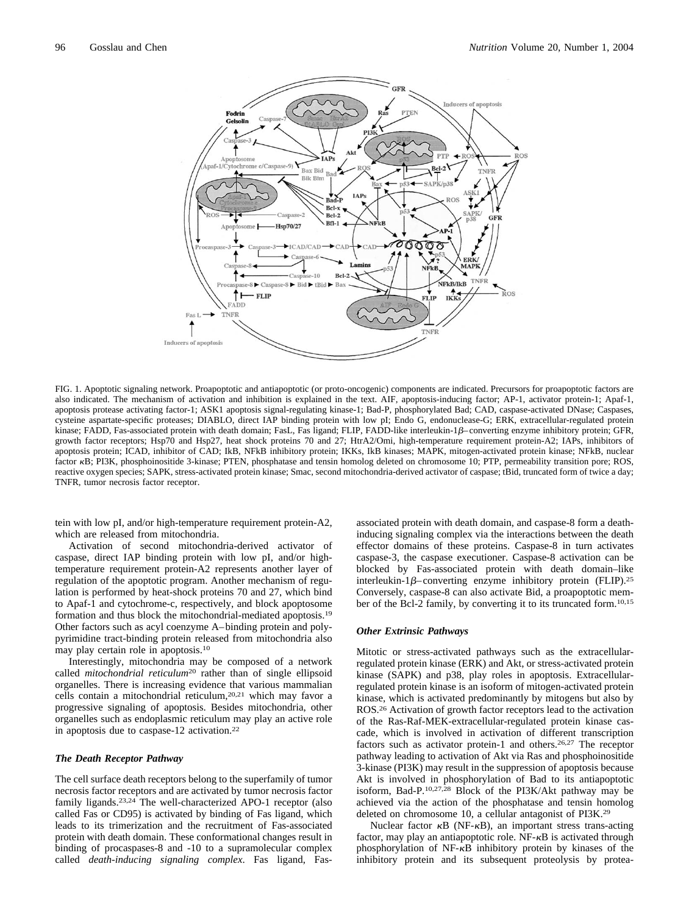FIG. 1. Apoptotic signaling network. Proapoptotic and antiapoptotic (or proto-oncogenic) components are indicated. Precursors for proapoptotic factors are also indicated. The mechanism of activation and inhibition is explained in the text. AIF, apoptosis-inducing factor; AP-1, activator protein-1; Apaf-1, apoptosis protease activating factor-1; ASK1 apoptosis signal-regulating kinase-1; Bad-P, phosphorylated Bad; CAD, caspase-activated DNase; Caspases, cysteine aspartate-specific proteases; DIABLO, direct IAP binding protein with low pI; Endo G, endonuclease-G; ERK, extracellular-regulated protein kinase; FADD, Fas-associated protein with death domain; FasL, Fas ligand; FLIP, FADD-like interleukin-1$\beta$–converting enzyme inhibitory protein; GFR, growth factor receptors; Hsp70 and Hsp27, heat shock proteins 70 and 27; HtrA2/Omi, high-temperature requirement protein-A2; IAPs, inhibitors of apoptosis protein; ICAD, inhibitor of CAD; IkB, NFkB inhibitory protein; IKKs, IkB kinases; MAPK, mitogen-activated protein kinase; NFkB, nuclear factor $\kappa$B; PI3K, phosphoinositide 3-kinase; PTEN, phosphatase and tensin homolog deleted on chromosome 10; PTP, permeability transition pore; ROS, reactive oxygen species; SAPK, stress-activated protein kinase; Smac, second mitochondria-derived activator of caspase; tBid, truncated form of twice a day; TNFR, tumor necrosis factor receptor.

tein with low pI, and/or high-temperature requirement protein-A2, which are released from mitochondria.

Activation of second mitochondria-derived activator of caspase, direct IAP binding protein with low pI, and/or high-temperature requirement protein-A2 represents another layer of regulation of the apoptotic program. Another mechanism of regulation is performed by heat-shock proteins 70 and 27, which bind to Apaf-1 and cytochrome-c, respectively, and block apoptosome formation and thus block the mitochondrial-mediated apoptosis.[19] Other factors such as acyl coenzyme A–binding protein and polypyrimidine tract-binding protein released from mitochondria also may play certain role in apoptosis.[10]

Interestingly, mitochondria may be composed of a network called *mitochondrial reticulum*[20] rather than of single ellipsoid organelles. There is increasing evidence that various mammalian cells contain a mitochondrial reticulum,[20,21] which may favor a progressive signaling of apoptosis. Besides mitochondria, other organelles such as endoplasmic reticulum may play an active role in apoptosis due to caspase-12 activation.[22]

### *The Death Receptor Pathway*

The cell surface death receptors belong to the superfamily of tumor necrosis factor receptors and are activated by tumor necrosis factor family ligands.[23,24] The well-characterized APO-1 receptor (also called Fas or CD95) is activated by binding of Fas ligand, which leads to its trimerization and the recruitment of Fas-associated protein with death domain. These conformational changes result in binding of procaspases-8 and -10 to a supramolecular complex called *death-inducing signaling complex*. Fas ligand, Fas-associated protein with death domain, and caspase-8 form a death-inducing signaling complex via the interactions between the death effector domains of these proteins. Caspase-8 in turn activates caspase-3, the caspase executioner. Caspase-8 activation can be blocked by Fas-associated protein with death domain–like interleukin-1$\beta$–converting enzyme inhibitory protein (FLIP).[25] Conversely, caspase-8 can also activate Bid, a proapoptotic member of the Bcl-2 family, by converting it to its truncated form.[10,15]

### *Other Extrinsic Pathways*

Mitotic or stress-activated pathways such as the extracellular-regulated protein kinase (ERK) and Akt, or stress-activated protein kinase (SAPK) and p38, play roles in apoptosis. Extracellular-regulated protein kinase is an isoform of mitogen-activated protein kinase, which is activated predominantly by mitogens but also by ROS.[26] Activation of growth factor receptors lead to the activation of the Ras-Raf-MEK-extracellular-regulated protein kinase cascade, which is involved in activation of different transcription factors such as activator protein-1 and others.[26,27] The receptor pathway leading to activation of Akt via Ras and phosphoinositide 3-kinase (PI3K) may result in the suppression of apoptosis because Akt is involved in phosphorylation of Bad to its antiapoptotic isoform, Bad-P.[10,27,28] Block of the PI3K/Akt pathway may be achieved via the action of the phosphatase and tensin homolog deleted on chromosome 10, a cellular antagonist of PI3K.[29]

Nuclear factor $\kappa$B (NF-$\kappa$B), an important stress trans-acting factor, may play an antiapoptotic role. NF-$\kappa$B is activated through phosphorylation of NF-$\kappa$B inhibitory protein by kinases of the inhibitory protein and its subsequent proteolysis by protea-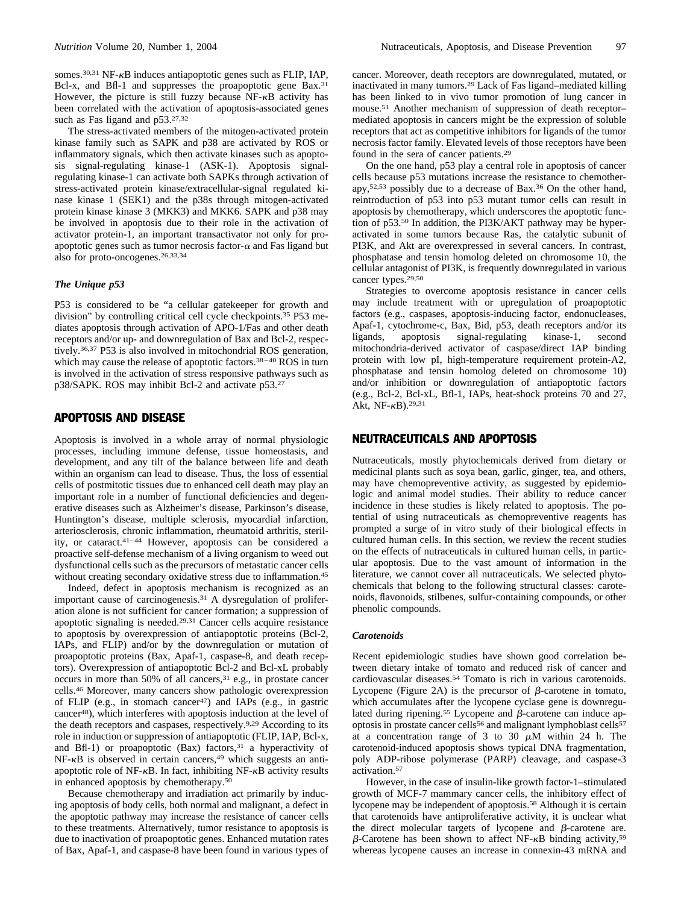somes.[30,31] NF-κB induces antiapoptotic genes such as FLIP, IAP, Bcl-x, and Bfl-1 and suppresses the proapoptotic gene Bax.[31] However, the picture is still fuzzy because NF-κB activity has been correlated with the activation of apoptosis-associated genes such as Fas ligand and p53.[27,32]

The stress-activated members of the mitogen-activated protein kinase family such as SAPK and p38 are activated by ROS or inflammatory signals, which then activate kinases such as apoptosis signal-regulating kinase-1 (ASK-1). Apoptosis signal-regulating kinase-1 can activate both SAPKs through activation of stress-activated protein kinase/extracellular-signal regulated kinase kinase 1 (SEK1) and the p38s through mitogen-activated protein kinase kinase 3 (MKK3) and MKK6. SAPK and p38 may be involved in apoptosis due to their role in the activation of activator protein-1, an important transactivator not only for proapoptotic genes such as tumor necrosis factor-α and Fas ligand but also for proto-oncogenes.[26,33,34]

### The Unique p53

P53 is considered to be "a cellular gatekeeper for growth and division" by controlling critical cell cycle checkpoints.[35] P53 mediates apoptosis through activation of APO-1/Fas and other death receptors and/or up- and downregulation of Bax and Bcl-2, respectively.[36,37] P53 is also involved in mitochondrial ROS generation, which may cause the release of apoptotic factors.[38–40] ROS in turn is involved in the activation of stress responsive pathways such as p38/SAPK. ROS may inhibit Bcl-2 and activate p53.[27]

## APOPTOSIS AND DISEASE

Apoptosis is involved in a whole array of normal physiologic processes, including immune defense, tissue homeostasis, and development, and any tilt of the balance between life and death within an organism can lead to disease. Thus, the loss of essential cells of postmitotic tissues due to enhanced cell death may play an important role in a number of functional deficiencies and degenerative diseases such as Alzheimer's disease, Parkinson's disease, Huntington's disease, multiple sclerosis, myocardial infarction, arteriosclerosis, chronic inflammation, rheumatoid arthritis, sterility, or cataract.[41–44] However, apoptosis can be considered a proactive self-defense mechanism of a living organism to weed out dysfunctional cells such as the precursors of metastatic cancer cells without creating secondary oxidative stress due to inflammation.[45]

Indeed, defect in apoptosis mechanism is recognized as an important cause of carcinogenesis.[31] A dysregulation of proliferation alone is not sufficient for cancer formation; a suppression of apoptotic signaling is needed.[29,31] Cancer cells acquire resistance to apoptosis by overexpression of antiapoptotic proteins (Bcl-2, IAPs, and FLIP) and/or by the downregulation or mutation of proapoptotic proteins (Bax, Apaf-1, caspase-8, and death receptors). Overexpression of antiapoptotic Bcl-2 and Bcl-xL probably occurs in more than 50% of all cancers,[31] e.g., in prostate cancer cells.[46] Moreover, many cancers show pathologic overexpression of FLIP (e.g., in stomach cancer[47]) and IAPs (e.g., in gastric cancer[48]), which interferes with apoptosis induction at the level of the death receptors and caspases, respectively.[9,29] According to its role in induction or suppression of antiapoptotic (FLIP, IAP, Bcl-x, and Bfl-1) or proapoptotic (Bax) factors,[31] a hyperactivity of NF-κB is observed in certain cancers,[49] which suggests an antiapoptotic role of NF-κB. In fact, inhibiting NF-κB activity results in enhanced apoptosis by chemotherapy.[50]

Because chemotherapy and irradiation act primarily by inducing apoptosis of body cells, both normal and malignant, a defect in the apoptotic pathway may increase the resistance of cancer cells to these treatments. Alternatively, tumor resistance to apoptosis is due to inactivation of proapoptotic genes. Enhanced mutation rates of Bax, Apaf-1, and caspase-8 have been found in various types of cancer. Moreover, death receptors are downregulated, mutated, or inactivated in many tumors.[29] Lack of Fas ligand–mediated killing has been linked to in vivo tumor promotion of lung cancer in mouse.[51] Another mechanism of suppression of death receptor–mediated apoptosis in cancers might be the expression of soluble receptors that act as competitive inhibitors for ligands of the tumor necrosis factor family. Elevated levels of those receptors have been found in the sera of cancer patients.[29]

On the one hand, p53 play a central role in apoptosis of cancer cells because p53 mutations increase the resistance to chemotherapy,[52,53] possibly due to a decrease of Bax.[36] On the other hand, reintroduction of p53 into p53 mutant tumor cells can result in apoptosis by chemotherapy, which underscores the apoptotic function of p53.[50] In addition, the PI3K/AKT pathway may be hyperactivated in some tumors because Ras, the catalytic subunit of PI3K, and Akt are overexpressed in several cancers. In contrast, phosphatase and tensin homolog deleted on chromosome 10, the cellular antagonist of PI3K, is frequently downregulated in various cancer types.[29,50]

Strategies to overcome apoptosis resistance in cancer cells may include treatment with or upregulation of proapoptotic factors (e.g., caspases, apoptosis-inducing factor, endonucleases, Apaf-1, cytochrome-c, Bax, Bid, p53, death receptors and/or its ligands, apoptosis signal-regulating kinase-1, second mitochondria-derived activator of caspase/direct IAP binding protein with low pI, high-temperature requirement protein-A2, phosphatase and tensin homolog deleted on chromosome 10) and/or inhibition or downregulation of antiapoptotic factors (e.g., Bcl-2, Bcl-xL, Bfl-1, IAPs, heat-shock proteins 70 and 27, Akt, NF-κB).[29,31]

## NEUTRACEUTICALS AND APOPTOSIS

Nutraceuticals, mostly phytochemicals derived from dietary or medicinal plants such as soya bean, garlic, ginger, tea, and others, may have chemopreventive activity, as suggested by epidemiologic and animal model studies. Their ability to reduce cancer incidence in these studies is likely related to apoptosis. The potential of using nutraceuticals as chemopreventive reagents has prompted a surge of in vitro study of their biological effects in cultured human cells. In this section, we review the recent studies on the effects of nutraceuticals in cultured human cells, in particular apoptosis. Due to the vast amount of information in the literature, we cannot cover all nutraceuticals. We selected phytochemicals that belong to the following structural classes: carotenoids, flavonoids, stilbenes, sulfur-containing compounds, or other phenolic compounds.

### Carotenoids

Recent epidemiologic studies have shown good correlation between dietary intake of tomato and reduced risk of cancer and cardiovascular diseases.[54] Tomato is rich in various carotenoids. Lycopene (Figure 2A) is the precursor of β-carotene in tomato, which accumulates after the lycopene cyclase gene is downregulated during ripening.[55] Lycopene and β-carotene can induce apoptosis in prostate cancer cells[56] and malignant lymphoblast cells[57] at a concentration range of 3 to 30 μM within 24 h. The carotenoid-induced apoptosis shows typical DNA fragmentation, poly ADP-ribose polymerase (PARP) cleavage, and caspase-3 activation.[57]

However, in the case of insulin-like growth factor-1–stimulated growth of MCF-7 mammary cancer cells, the inhibitory effect of lycopene may be independent of apoptosis.[58] Although it is certain that carotenoids have antiproliferative activity, it is unclear what the direct molecular targets of lycopene and β-carotene are. β-Carotene has been shown to affect NF-κB binding activity,[59] whereas lycopene causes an increase in connexin-43 mRNA and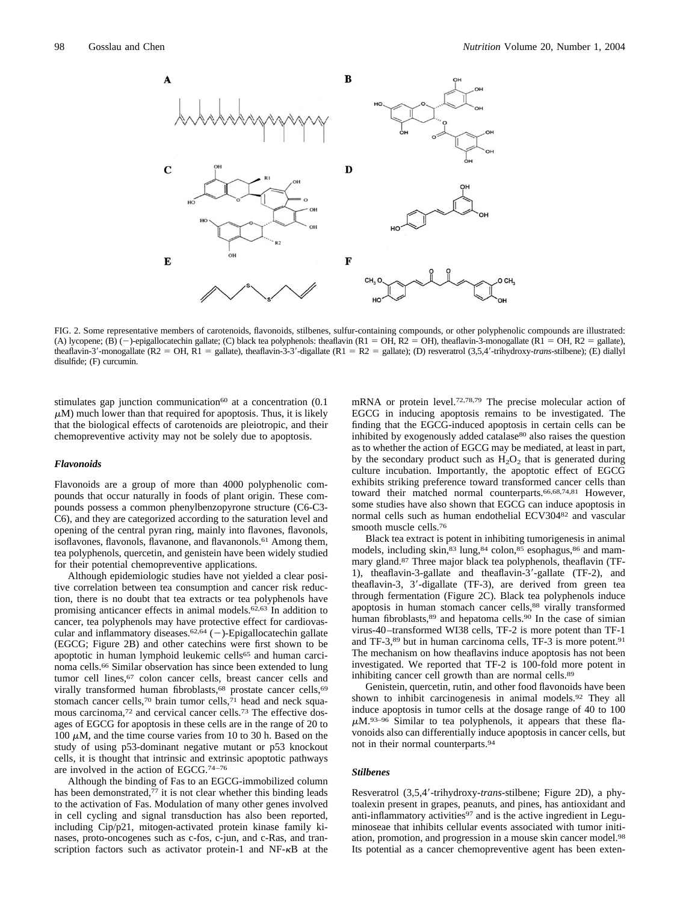FIG. 2. Some representative members of carotenoids, flavonoids, stilbenes, sulfur-containing compounds, or other polyphenolic compounds are illustrated: (A) lycopene; (B) (−)-epigallocatechin gallate; (C) black tea polyphenols: theaflavin (R1 = OH, R2 = OH), theaflavin-3-monogallate (R1 = OH, R2 = gallate), theaflavin-3′-monogallate (R2 = OH, R1 = gallate), theaflavin-3-3′-digallate (R1 = R2 = gallate); (D) resveratrol (3,5,4′-trihydroxy-*trans*-stilbene); (E) diallyl disulfide; (F) curcumin.

stimulates gap junction communication[60] at a concentration (0.1 $\mu$M) much lower than that required for apoptosis. Thus, it is likely that the biological effects of carotenoids are pleiotropic, and their chemopreventive activity may not be solely due to apoptosis.

### *Flavonoids*

Flavonoids are a group of more than 4000 polyphenolic compounds that occur naturally in foods of plant origin. These compounds possess a common phenylbenzopyrone structure (C6-C3-C6), and they are categorized according to the saturation level and opening of the central pyran ring, mainly into flavones, flavonols, isoflavones, flavonols, flavanone, and flavanonols.[61] Among them, tea polyphenols, quercetin, and genistein have been widely studied for their potential chemopreventive applications.

Although epidemiologic studies have not yielded a clear positive correlation between tea consumption and cancer risk reduction, there is no doubt that tea extracts or tea polyphenols have promising anticancer effects in animal models.[62,63] In addition to cancer, tea polyphenols may have protective effect for cardiovascular and inflammatory diseases.[62,64] (−)-Epigallocatechin gallate (EGCG; Figure 2B) and other catechins were first shown to be apoptotic in human lymphoid leukemic cells[65] and human carcinoma cells.[66] Similar observation has since been extended to lung tumor cell lines,[67] colon cancer cells, breast cancer cells and virally transformed human fibroblasts,[68] prostate cancer cells,[69] stomach cancer cells,[70] brain tumor cells,[71] head and neck squamous carcinoma,[72] and cervical cancer cells.[73] The effective dosages of EGCG for apoptosis in these cells are in the range of 20 to 100 $\mu$M, and the time course varies from 10 to 30 h. Based on the study of using p53-dominant negative mutant or p53 knockout cells, it is thought that intrinsic and extrinsic apoptotic pathways are involved in the action of EGCG.[74–76]

Although the binding of Fas to an EGCG-immobilized column has been demonstrated,[77] it is not clear whether this binding leads to the activation of Fas. Modulation of many other genes involved in cell cycling and signal transduction has also been reported, including Cip/p21, mitogen-activated protein kinase family kinases, proto-oncogenes such as c-fos, c-jun, and c-Ras, and transcription factors such as activator protein-1 and NF-$\kappa$B at the mRNA or protein level.[72,78,79] The precise molecular action of EGCG in inducing apoptosis remains to be investigated. The finding that the EGCG-induced apoptosis in certain cells can be inhibited by exogenously added catalase[80] also raises the question as to whether the action of EGCG may be mediated, at least in part, by the secondary product such as $H_2O_2$ that is generated during culture incubation. Importantly, the apoptotic effect of EGCG exhibits striking preference toward transformed cancer cells than toward their matched normal counterparts.[66,68,74,81] However, some studies have also shown that EGCG can induce apoptosis in normal cells such as human endothelial ECV304[82] and vascular smooth muscle cells.[76]

Black tea extract is potent in inhibiting tumorigenesis in animal models, including skin,[83] lung,[84] colon,[85] esophagus,[86] and mammary gland.[87] Three major black tea polyphenols, theaflavin (TF-1), theaflavin-3-gallate and theaflavin-3′-gallate (TF-2), and theaflavin-3, 3′-digallate (TF-3), are derived from green tea through fermentation (Figure 2C). Black tea polyphenols induce apoptosis in human stomach cancer cells,[88] virally transformed human fibroblasts,[89] and hepatoma cells.[90] In the case of simian virus-40–transformed WI38 cells, TF-2 is more potent than TF-1 and TF-3,[89] but in human carcinoma cells, TF-3 is more potent.[91] The mechanism on how theaflavins induce apoptosis has not been investigated. We reported that TF-2 is 100-fold more potent in inhibiting cancer cell growth than are normal cells.[89]

Genistein, quercetin, rutin, and other food flavonoids have been shown to inhibit carcinogenesis in animal models.[92] They all induce apoptosis in tumor cells at the dosage range of 40 to 100 $\mu$M.[93–96] Similar to tea polyphenols, it appears that these flavonoids also can differentially induce apoptosis in cancer cells, but not in their normal counterparts.[94]

### *Stilbenes*

Resveratrol (3,5,4′-trihydroxy-*trans*-stilbene; Figure 2D), a phytoalexin present in grapes, peanuts, and pines, has antioxidant and anti-inflammatory activities[97] and is the active ingredient in Leguminoseae that inhibits cellular events associated with tumor initiation, promotion, and progression in a mouse skin cancer model.[98] Its potential as a cancer chemopreventive agent has been exten-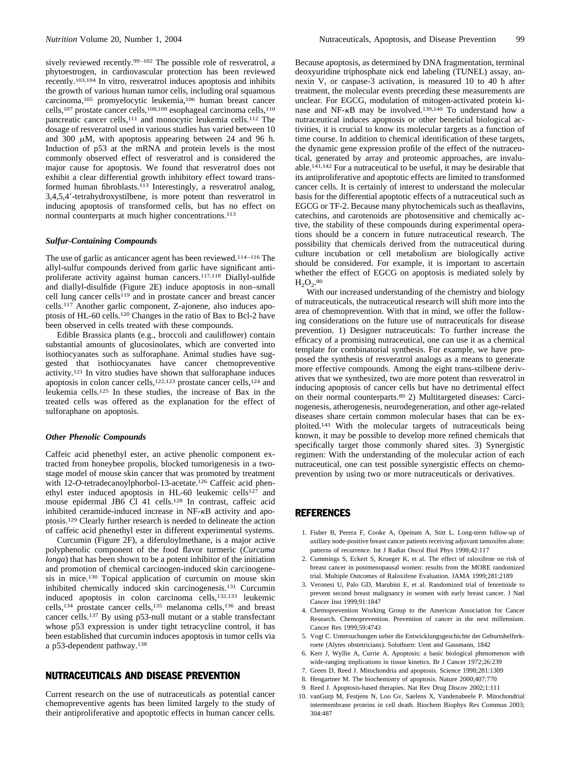sively reviewed recently.[99–102] The possible role of resveratrol, a phytoestrogen, in cardiovascular protection has been reviewed recently.[103,104] In vitro, resveratrol induces apoptosis and inhibits the growth of various human tumor cells, including oral squamous carcinoma,[105] promyelocytic leukemia,[106] human breast cancer cells,[107] prostate cancer cells,[108,109] esophageal carcinoma cells,[110] pancreatic cancer cells,[111] and monocytic leukemia cells.[112] The dosage of resveratrol used in various studies has varied between 10 and 300 $\mu$M, with apoptosis appearing between 24 and 96 h. Induction of p53 at the mRNA and protein levels is the most commonly observed effect of resveratrol and is considered the major cause for apoptosis. We found that resveratrol does not exhibit a clear differential growth inhibitory effect toward transformed human fibroblasts.[113] Interestingly, a resveratrol analog, 3,4,5,4′-tetrahydroxystilbene, is more potent than resveratrol in inducing apoptosis of transformed cells, but has no effect on normal counterparts at much higher concentrations.[113]

### *Sulfur-Containing Compounds*

The use of garlic as anticancer agent has been reviewed.[114–116] The allyl-sulfur compounds derived from garlic have significant antiproliferate activity against human cancers.[117,118] Diallyl-sulfide and diallyl-disulfide (Figure 2E) induce apoptosis in non–small cell lung cancer cells[119] and in prostate cancer and breast cancer cells.[117] Another garlic component, Z-ajonene, also induces apoptosis of HL-60 cells.[120] Changes in the ratio of Bax to Bcl-2 have been observed in cells treated with these compounds.

Edible Brassica plants (e.g., broccoli and cauliflower) contain substantial amounts of glucosinolates, which are converted into isothiocyanates such as sulforaphane. Animal studies have suggested that isothiocyanates have cancer chemopreventive activity.[121] In vitro studies have shown that sulforaphane induces apoptosis in colon cancer cells,[122,123] prostate cancer cells,[124] and leukemia cells.[125] In these studies, the increase of Bax in the treated cells was offered as the explanation for the effect of sulforaphane on apoptosis.

### *Other Phenolic Compounds*

Caffeic acid phenethyl ester, an active phenolic component extracted from honeybee propolis, blocked tumorigenesis in a two-stage model of mouse skin cancer that was promoted by treatment with 12-*O*-tetradecanoylphorbol-13-acetate.[126] Caffeic acid phenethyl ester induced apoptosis in HL-60 leukemic cells[127] and mouse epidermal JB6 Cl 41 cells.[128] In contrast, caffeic acid inhibited ceramide-induced increase in NF-$\kappa$B activity and apoptosis.[129] Clearly further research is needed to delineate the action of caffeic acid phenethyl ester in different experimental systems.

Curcumin (Figure 2F), a diferuloylmethane, is a major active polyphenolic component of the food flavor turmeric (*Curcuma longa*) that has been shown to be a potent inhibitor of the initiation and promotion of chemical carcinogen-induced skin carcinogenesis in mice.[130] Topical application of curcumin on mouse skin inhibited chemically induced skin carcinogenesis.[131] Curcumin induced apoptosis in colon carcinoma cells,[132,133] leukemic cells,[134] prostate cancer cells,[135] melanoma cells,[136] and breast cancer cells.[137] By using p53-null mutant or a stable transfectant whose p53 expression is under tight tetracycline control, it has been established that curcumin induces apoptosis in tumor cells via a p53-dependent pathway.[138]

## NUTRACEUTICALS AND DISEASE PREVENTION

Current research on the use of nutraceuticals as potential cancer chemopreventive agents has been limited largely to the study of their antiproliferative and apoptotic effects in human cancer cells. Because apoptosis, as determined by DNA fragmentation, terminal deoxyuridine triphosphate nick end labeling (TUNEL) assay, annexin V, or caspase-3 activation, is measured 10 to 40 h after treatment, the molecular events preceding these measurements are unclear. For EGCG, modulation of mitogen-activated protein kinase and NF-$\kappa$B may be involved.[139,140] To understand how a nutraceutical induces apoptosis or other beneficial biological activities, it is crucial to know its molecular targets as a function of time course. In addition to chemical identification of these targets, the dynamic gene expression profile of the effect of the nutraceutical, generated by array and proteomic approaches, are invaluable.[141,142] For a nutraceutical to be useful, it may be desirable that its antiproliferative and apoptotic effects are limited to transformed cancer cells. It is certainly of interest to understand the molecular basis for the differential apoptotic effects of a nutraceutical such as EGCG or TF-2. Because many phytochemicals such as theaflavins, catechins, and carotenoids are photosensitive and chemically active, the stability of these compounds during experimental operations should be a concern in future nutraceutical research. The possibility that chemicals derived from the nutraceutical during culture incubation or cell metabolism are biologically active should be considered. For example, it is important to ascertain whether the effect of EGCG on apoptosis is mediated solely by $H_2O_2$.[80]

With our increased understanding of the chemistry and biology of nutraceuticals, the nutraceutical research will shift more into the area of chemoprevention. With that in mind, we offer the following considerations on the future use of nutraceuticals for disease prevention. 1) Designer nutraceuticals: To further increase the efficacy of a promising nutraceutical, one can use it as a chemical template for combinatorial synthesis. For example, we have proposed the synthesis of resveratrol analogs as a means to generate more effective compounds. Among the eight trans-stilbene derivatives that we synthesized, two are more potent than resveratrol in inducing apoptosis of cancer cells but have no detrimental effect on their normal counterparts.[89] 2) Multitargeted diseases: Carcinogenesis, atherogenesis, neurodegeneration, and other age-related diseases share certain common molecular bases that can be exploited.[143] With the molecular targets of nutraceuticals being known, it may be possible to develop more refined chemicals that specifically target those commonly shared sites. 3) Synergistic regimen: With the understanding of the molecular action of each nutraceutical, one can test possible synergistic effects on chemoprevention by using two or more nutraceuticals or derivatives.

## REFERENCES

1. Fisher B, Perera F, Cooke A, Opeitum A, Stitt L. Long-term follow-up of axillary node-positive breast cancer patients receiving adjuvant tamoxifen alone: patterns of recurrence. Int J Radiat Oncol Biol Phys 1998;42:117
2. Cummings S, Eckert S, Krueger K, et al. The effect of raloxifene on risk of breast cancer in postmenopausal women: results from the MORE randomized trial. Multiple Outcomes of Raloxifene Evaluation. JAMA 1999;281:2189
3. Veronesi U, Palo GD, Marubini E, et al. Randomized trial of fenretinide to prevent second breast malignancy in women with early breast cancer. J Natl Cancer Inst 1999;91:1847
4. Chemoprevention Working Group to the American Association for Cancer Research. Chemoprevention. Prevention of cancer in the next millennium. Cancer Res 1999;59:4743
5. Vogt C. Untersuchungen ueber die Entwicklungsgeschichte der Geburtshelferkroete (Alytes obstetricians). Solothurn: Uent and Gassmann, 1842
6. Kerr J, Wyllie A, Currie A. Apoptosis: a basic biological phenomenon with wide-ranging implications in tissue kinetics. Br J Cancer 1972;26:239
7. Green D, Reed J. Mitochondria and apoptosis. Science 1998;281:1309
8. Hengartner M. The biochemistry of apoptosis. Nature 2000;407:770
9. Reed J. Apoptosis-based therapies. Nat Rev Drug Discov 2002;1:111
10. vanGurp M, Festjens N, Loo Gv, Saelens X, Vandenabeele P. Mitochondrial intermembrane proteins in cell death. Biochem Biophys Res Commun 2003; 304:487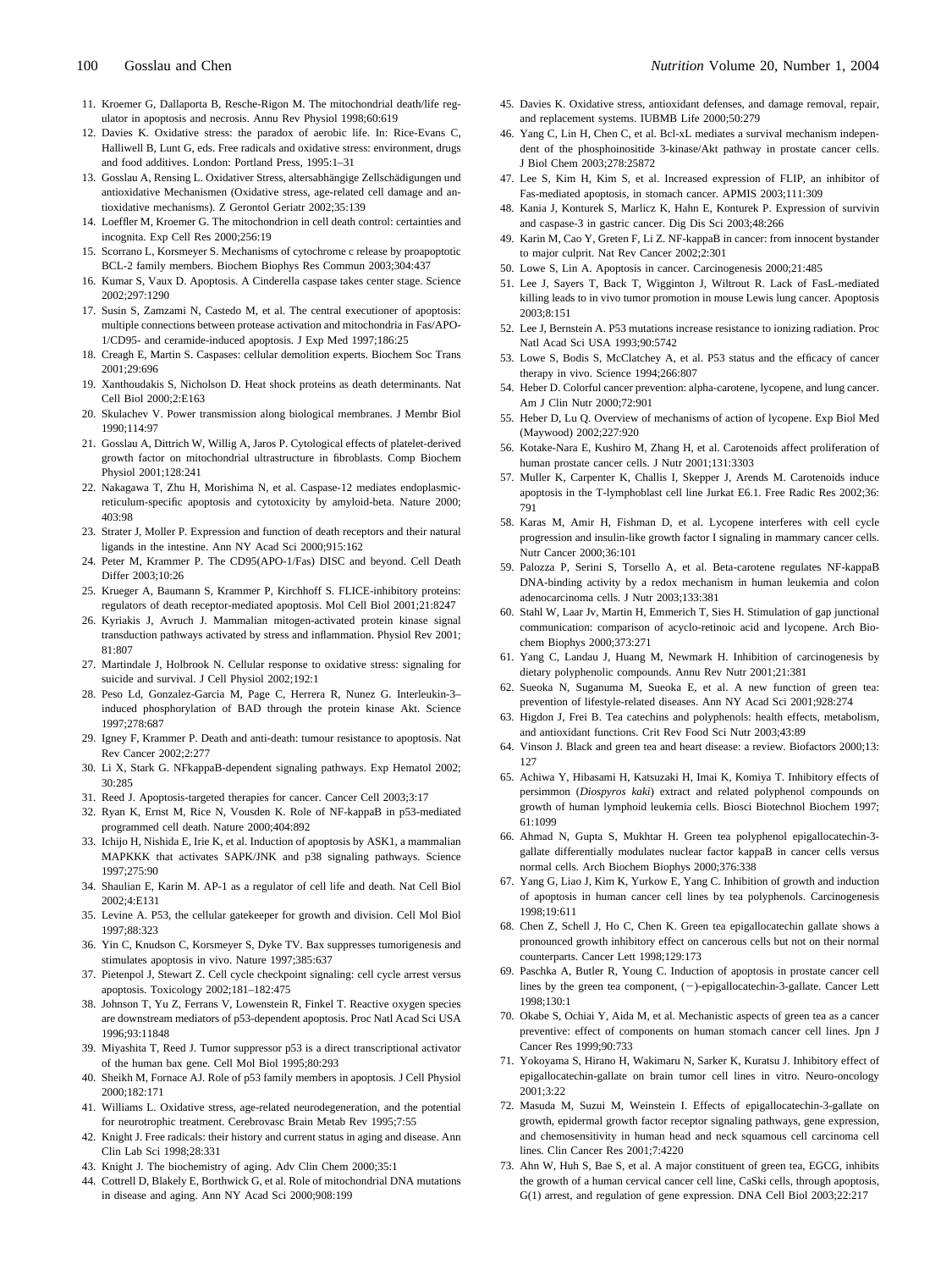11. Kroemer G, Dallaporta B, Resche-Rigon M. The mitochondrial death/life regulator in apoptosis and necrosis. Annu Rev Physiol 1998;60:619
12. Davies K. Oxidative stress: the paradox of aerobic life. In: Rice-Evans C, Halliwell B, Lunt G, eds. Free radicals and oxidative stress: environment, drugs and food additives. London: Portland Press, 1995:1–31
13. Gosslau A, Rensing L. Oxidativer Stress, altersabhängige Zellschädigungen und antioxidative Mechanismen (Oxidative stress, age-related cell damage and antioxidative mechanisms). Z Gerontol Geriatr 2002;35:139
14. Loeffler M, Kroemer G. The mitochondrion in cell death control: certainties and incognita. Exp Cell Res 2000;256:19
15. Scorrano L, Korsmeyer S. Mechanisms of cytochrome c release by proapoptotic BCL-2 family members. Biochem Biophys Res Commun 2003;304:437
16. Kumar S, Vaux D. Apoptosis. A Cinderella caspase takes center stage. Science 2002;297:1290
17. Susin S, Zamzami N, Castedo M, et al. The central executioner of apoptosis: multiple connections between protease activation and mitochondria in Fas/APO-1/CD95- and ceramide-induced apoptosis. J Exp Med 1997;186:25
18. Creagh E, Martin S. Caspases: cellular demolition experts. Biochem Soc Trans 2001;29:696
19. Xanthoudakis S, Nicholson D. Heat shock proteins as death determinants. Nat Cell Biol 2000;2:E163
20. Skulachev V. Power transmission along biological membranes. J Membr Biol 1990;114:97
21. Gosslau A, Dittrich W, Willig A, Jaros P. Cytological effects of platelet-derived growth factor on mitochondrial ultrastructure in fibroblasts. Comp Biochem Physiol 2001;128:241
22. Nakagawa T, Zhu H, Morishima N, et al. Caspase-12 mediates endoplasmic-reticulum-specific apoptosis and cytotoxicity by amyloid-beta. Nature 2000;403:98
23. Strater J, Moller P. Expression and function of death receptors and their natural ligands in the intestine. Ann NY Acad Sci 2000;915:162
24. Peter M, Krammer P. The CD95(APO-1/Fas) DISC and beyond. Cell Death Differ 2003;10:26
25. Krueger A, Baumann S, Krammer P, Kirchhoff S. FLICE-inhibitory proteins: regulators of death receptor-mediated apoptosis. Mol Cell Biol 2001;21:8247
26. Kyriakis J, Avruch J. Mammalian mitogen-activated protein kinase signal transduction pathways activated by stress and inflammation. Physiol Rev 2001;81:807
27. Martindale J, Holbrook N. Cellular response to oxidative stress: signaling for suicide and survival. J Cell Physiol 2002;192:1
28. Peso Ld, Gonzalez-Garcia M, Page C, Herrera R, Nunez G. Interleukin-3–induced phosphorylation of BAD through the protein kinase Akt. Science 1997;278:687
29. Igney F, Krammer P. Death and anti-death: tumour resistance to apoptosis. Nat Rev Cancer 2002;2:277
30. Li X, Stark G. NFkappaB-dependent signaling pathways. Exp Hematol 2002;30:285
31. Reed J. Apoptosis-targeted therapies for cancer. Cancer Cell 2003;3:17
32. Ryan K, Ernst M, Rice N, Vousden K. Role of NF-kappaB in p53-mediated programmed cell death. Nature 2000;404:892
33. Ichijo H, Nishida E, Irie K, et al. Induction of apoptosis by ASK1, a mammalian MAPKKK that activates SAPK/JNK and p38 signaling pathways. Science 1997;275:90
34. Shaulian E, Karin M. AP-1 as a regulator of cell life and death. Nat Cell Biol 2002;4:E131
35. Levine A. P53, the cellular gatekeeper for growth and division. Cell Mol Biol 1997;88:323
36. Yin C, Knudson C, Korsmeyer S, Dyke TV. Bax suppresses tumorigenesis and stimulates apoptosis in vivo. Nature 1997;385:637
37. Pietenpol J, Stewart Z. Cell cycle checkpoint signaling: cell cycle arrest versus apoptosis. Toxicology 2002;181–182:475
38. Johnson T, Yu Z, Ferrans V, Lowenstein R, Finkel T. Reactive oxygen species are downstream mediators of p53-dependent apoptosis. Proc Natl Acad Sci USA 1996;93:11848
39. Miyashita T, Reed J. Tumor suppressor p53 is a direct transcriptional activator of the human bax gene. Cell Mol Biol 1995;80:293
40. Sheikh M, Fornace AJ. Role of p53 family members in apoptosis. J Cell Physiol 2000;182:171
41. Williams L. Oxidative stress, age-related neurodegeneration, and the potential for neurotrophic treatment. Cerebrovasc Brain Metab Rev 1995;7:55
42. Knight J. Free radicals: their history and current status in aging and disease. Ann Clin Lab Sci 1998;28:331
43. Knight J. The biochemistry of aging. Adv Clin Chem 2000;35:1
44. Cottrell D, Blakely E, Borthwick G, et al. Role of mitochondrial DNA mutations in disease and aging. Ann NY Acad Sci 2000;908:199
45. Davies K. Oxidative stress, antioxidant defenses, and damage removal, repair, and replacement systems. IUBMB Life 2000;50:279
46. Yang C, Lin H, Chen C, et al. Bcl-xL mediates a survival mechanism independent of the phosphoinositide 3-kinase/Akt pathway in prostate cancer cells. J Biol Chem 2003;278:25872
47. Lee S, Kim H, Kim S, et al. Increased expression of FLIP, an inhibitor of Fas-mediated apoptosis, in stomach cancer. APMIS 2003;111:309
48. Kania J, Konturek S, Marlicz K, Hahn E, Konturek P. Expression of survivin and caspase-3 in gastric cancer. Dig Dis Sci 2003;48:266
49. Karin M, Cao Y, Greten F, Li Z. NF-kappaB in cancer: from innocent bystander to major culprit. Nat Rev Cancer 2002;2:301
50. Lowe S, Lin A. Apoptosis in cancer. Carcinogenesis 2000;21:485
51. Lee J, Sayers T, Back T, Wigginton J, Wiltrout R. Lack of FasL-mediated killing leads to in vivo tumor promotion in mouse Lewis lung cancer. Apoptosis 2003;8:151
52. Lee J, Bernstein A. P53 mutations increase resistance to ionizing radiation. Proc Natl Acad Sci USA 1993;90:5742
53. Lowe S, Bodis S, McClatchey A, et al. P53 status and the efficacy of cancer therapy in vivo. Science 1994;266:807
54. Heber D. Colorful cancer prevention: alpha-carotene, lycopene, and lung cancer. Am J Clin Nutr 2000;72:901
55. Heber D, Lu Q. Overview of mechanisms of action of lycopene. Exp Biol Med (Maywood) 2002;227:920
56. Kotake-Nara E, Kushiro M, Zhang H, et al. Carotenoids affect proliferation of human prostate cancer cells. J Nutr 2001;131:3303
57. Muller K, Carpenter K, Challis I, Skepper J, Arends M. Carotenoids induce apoptosis in the T-lymphoblast cell line Jurkat E6.1. Free Radic Res 2002;36:791
58. Karas M, Amir H, Fishman D, et al. Lycopene interferes with cell cycle progression and insulin-like growth factor I signaling in mammary cancer cells. Nutr Cancer 2000;36:101
59. Palozza P, Serini S, Torsello A, et al. Beta-carotene regulates NF-kappaB DNA-binding activity by a redox mechanism in human leukemia and colon adenocarcinoma cells. J Nutr 2003;133:381
60. Stahl W, Laar Jv, Martin H, Emmerich T, Sies H. Stimulation of gap junctional communication: comparison of acyclo-retinoic acid and lycopene. Arch Biochem Biophys 2000;373:271
61. Yang C, Landau J, Huang M, Newmark H. Inhibition of carcinogenesis by dietary polyphenolic compounds. Annu Rev Nutr 2001;21:381
62. Sueoka N, Suganuma M, Sueoka E, et al. A new function of green tea: prevention of lifestyle-related diseases. Ann NY Acad Sci 2001;928:274
63. Higdon J, Frei B. Tea catechins and polyphenols: health effects, metabolism, and antioxidant functions. Crit Rev Food Sci Nutr 2003;43:89
64. Vinson J. Black and green tea and heart disease: a review. Biofactors 2000;13:127
65. Achiwa Y, Hibasami H, Katsuzaki H, Imai K, Komiya T. Inhibitory effects of persimmon (*Diospyros kaki*) extract and related polyphenol compounds on growth of human lymphoid leukemia cells. Biosci Biotechnol Biochem 1997;61:1099
66. Ahmad N, Gupta S, Mukhtar H. Green tea polyphenol epigallocatechin-3-gallate differentially modulates nuclear factor kappaB in cancer cells versus normal cells. Arch Biochem Biophys 2000;376:338
67. Yang G, Liao J, Kim K, Yurkow E, Yang C. Inhibition of growth and induction of apoptosis in human cancer cell lines by tea polyphenols. Carcinogenesis 1998;19:611
68. Chen Z, Schell J, Ho C, Chen K. Green tea epigallocatechin gallate shows a pronounced growth inhibitory effect on cancerous cells but not on their normal counterparts. Cancer Lett 1998;129:173
69. Paschka A, Butler R, Young C. Induction of apoptosis in prostate cancer cell lines by the green tea component, (−)-epigallocatechin-3-gallate. Cancer Lett 1998;130:1
70. Okabe S, Ochiai Y, Aida M, et al. Mechanistic aspects of green tea as a cancer preventive: effect of components on human stomach cancer cell lines. Jpn J Cancer Res 1999;90:733
71. Yokoyama S, Hirano H, Wakimaru N, Sarker K, Kuratsu J. Inhibitory effect of epigallocatechin-gallate on brain tumor cell lines in vitro. Neuro-oncology 2001;3:22
72. Masuda M, Suzui M, Weinstein I. Effects of epigallocatechin-3-gallate on growth, epidermal growth factor receptor signaling pathways, gene expression, and chemosensitivity in human head and neck squamous cell carcinoma cell lines. Clin Cancer Res 2001;7:4220
73. Ahn W, Huh S, Bae S, et al. A major constituent of green tea, EGCG, inhibits the growth of a human cervical cancer cell line, CaSki cells, through apoptosis, G(1) arrest, and regulation of gene expression. DNA Cell Biol 2003;22:217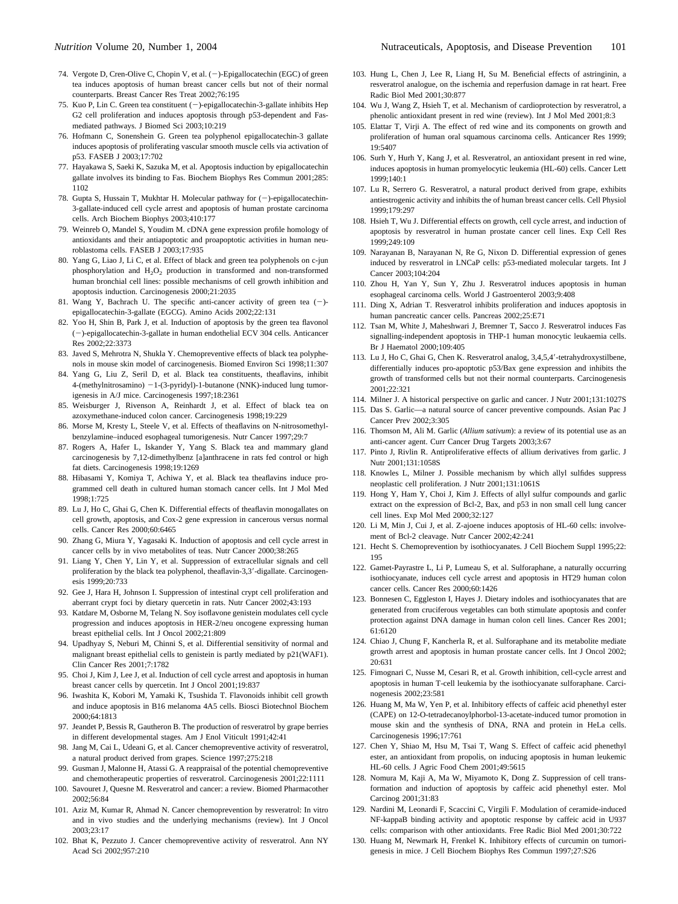74. Vergote D, Cren-Olive C, Chopin V, et al. (−)-Epigallocatechin (EGC) of green tea induces apoptosis of human breast cancer cells but not of their normal counterparts. Breast Cancer Res Treat 2002;76:195
75. Kuo P, Lin C. Green tea constituent (−)-epigallocatechin-3-gallate inhibits Hep G2 cell proliferation and induces apoptosis through p53-dependent and Fas-mediated pathways. J Biomed Sci 2003;10:219
76. Hofmann C, Sonenshein G. Green tea polyphenol epigallocatechin-3 gallate induces apoptosis of proliferating vascular smooth muscle cells via activation of p53. FASEB J 2003;17:702
77. Hayakawa S, Saeki K, Sazuka M, et al. Apoptosis induction by epigallocatechin gallate involves its binding to Fas. Biochem Biophys Res Commun 2001;285: 1102
78. Gupta S, Hussain T, Mukhtar H. Molecular pathway for (−)-epigallocatechin-3-gallate-induced cell cycle arrest and apoptosis of human prostate carcinoma cells. Arch Biochem Biophys 2003;410:177
79. Weinreb O, Mandel S, Youdim M. cDNA gene expression profile homology of antioxidants and their antiapoptotic and proapoptotic activities in human neuroblastoma cells. FASEB J 2003;17:935
80. Yang G, Liao J, Li C, et al. Effect of black and green tea polyphenols on c-jun phosphorylation and $H_2O_2$ production in transformed and non-transformed human bronchial cell lines: possible mechanisms of cell growth inhibition and apoptosis induction. Carcinogenesis 2000;21:2035
81. Wang Y, Bachrach U. The specific anti-cancer activity of green tea (−)-epigallocatechin-3-gallate (EGCG). Amino Acids 2002;22:131
82. Yoo H, Shin B, Park J, et al. Induction of apoptosis by the green tea flavonol (−)-epigallocatechin-3-gallate in human endothelial ECV 304 cells. Anticancer Res 2002;22:3373
83. Javed S, Mehrotra N, Shukla Y. Chemopreventive effects of black tea polyphenols in mouse skin model of carcinogenesis. Biomed Environ Sci 1998;11:307
84. Yang G, Liu Z, Seril D, et al. Black tea constituents, theaflavins, inhibit 4-(methylnitrosamino) −1-(3-pyridyl)-1-butanone (NNK)-induced lung tumorigenesis in A/J mice. Carcinogenesis 1997;18:2361
85. Weisburger J, Rivenson A, Reinhardt J, et al. Effect of black tea on azoxymethane-induced colon cancer. Carcinogenesis 1998;19:229
86. Morse M, Kresty L, Steele V, et al. Effects of theaflavins on N-nitrosomethylbenzylamine–induced esophageal tumorigenesis. Nutr Cancer 1997;29:7
87. Rogers A, Hafer L, Iskander Y, Yang S. Black tea and mammary gland carcinogenesis by 7,12-dimethylbenz [a]anthracene in rats fed control or high fat diets. Carcinogenesis 1998;19:1269
88. Hibasami Y, Komiya T, Achiwa Y, et al. Black tea theaflavins induce programmed cell death in cultured human stomach cancer cells. Int J Mol Med 1998;1:725
89. Lu J, Ho C, Ghai G, Chen K. Differential effects of theaflavin monogallates on cell growth, apoptosis, and Cox-2 gene expression in cancerous versus normal cells. Cancer Res 2000;60:6465
90. Zhang G, Miura Y, Yagasaki K. Induction of apoptosis and cell cycle arrest in cancer cells by in vivo metabolites of teas. Nutr Cancer 2000;38:265
91. Liang Y, Chen Y, Lin Y, et al. Suppression of extracellular signals and cell proliferation by the black tea polyphenol, theaflavin-3,3′-digallate. Carcinogenesis 1999;20:733
92. Gee J, Hara H, Johnson I. Suppression of intestinal crypt cell proliferation and aberrant crypt foci by dietary quercetin in rats. Nutr Cancer 2002;43:193
93. Katdare M, Osborne M, Telang N. Soy isoflavone genistein modulates cell cycle progression and induces apoptosis in HER-2/neu oncogene expressing human breast epithelial cells. Int J Oncol 2002;21:809
94. Upadhyay S, Neburi M, Chinni S, et al. Differential sensitivity of normal and malignant breast epithelial cells to genistein is partly mediated by p21(WAF1). Clin Cancer Res 2001;7:1782
95. Choi J, Kim J, Lee J, et al. Induction of cell cycle arrest and apoptosis in human breast cancer cells by quercetin. Int J Oncol 2001;19:837
96. Iwashita K, Kobori M, Yamaki K, Tsushida T. Flavonoids inhibit cell growth and induce apoptosis in B16 melanoma 4A5 cells. Biosci Biotechnol Biochem 2000;64:1813
97. Jeandet P, Bessis R, Gautheron B. The production of resveratrol by grape berries in different developmental stages. Am J Enol Viticult 1991;42:41
98. Jang M, Cai L, Udeani G, et al. Cancer chemopreventive activity of resveratrol, a natural product derived from grapes. Science 1997;275:218
99. Gusman J, Malonne H, Atassi G. A reappraisal of the potential chemopreventive and chemotherapeutic properties of resveratrol. Carcinogenesis 2001;22:1111
100. Savouret J, Quesne M. Resveratrol and cancer: a review. Biomed Pharmacother 2002;56:84
101. Aziz M, Kumar R, Ahmad N. Cancer chemoprevention by resveratrol: In vitro and in vivo studies and the underlying mechanisms (review). Int J Oncol 2003;23:17
102. Bhat K, Pezzuto J. Cancer chemopreventive activity of resveratrol. Ann NY Acad Sci 2002;957:210
103. Hung L, Chen J, Lee R, Liang H, Su M. Beneficial effects of astringinin, a resveratrol analogue, on the ischemia and reperfusion damage in rat heart. Free Radic Biol Med 2001;30:877
104. Wu J, Wang Z, Hsieh T, et al. Mechanism of cardioprotection by resveratrol, a phenolic antioxidant present in red wine (review). Int J Mol Med 2001;8:3
105. Elattar T, Virji A. The effect of red wine and its components on growth and proliferation of human oral squamous carcinoma cells. Anticancer Res 1999; 19:5407
106. Surh Y, Hurh Y, Kang J, et al. Resveratrol, an antioxidant present in red wine, induces apoptosis in human promyelocytic leukemia (HL-60) cells. Cancer Lett 1999;140:1
107. Lu R, Serrero G. Resveratrol, a natural product derived from grape, exhibits antiestrogenic activity and inhibits the of human breast cancer cells. Cell Physiol 1999;179:297
108. Hsieh T, Wu J. Differential effects on growth, cell cycle arrest, and induction of apoptosis by resveratrol in human prostate cancer cell lines. Exp Cell Res 1999;249:109
109. Narayanan B, Narayanan N, Re G, Nixon D. Differential expression of genes induced by resveratrol in LNCaP cells: p53-mediated molecular targets. Int J Cancer 2003;104:204
110. Zhou H, Yan Y, Sun Y, Zhu J. Resveratrol induces apoptosis in human esophageal carcinoma cells. World J Gastroenterol 2003;9:408
111. Ding X, Adrian T. Resveratrol inhibits proliferation and induces apoptosis in human pancreatic cancer cells. Pancreas 2002;25:E71
112. Tsan M, White J, Maheshwari J, Bremner T, Sacco J. Resveratrol induces Fas signalling-independent apoptosis in THP-1 human monocytic leukaemia cells. Br J Haematol 2000;109:405
113. Lu J, Ho C, Ghai G, Chen K. Resveratrol analog, 3,4,5,4′-tetrahydroxystilbene, differentially induces pro-apoptotic p53/Bax gene expression and inhibits the growth of transformed cells but not their normal counterparts. Carcinogenesis 2001;22:321
114. Milner J. A historical perspective on garlic and cancer. J Nutr 2001;131:1027S
115. Das S. Garlic—a natural source of cancer preventive compounds. Asian Pac J Cancer Prev 2002;3:305
116. Thomson M, Ali M. Garlic (*Allium sativum*): a review of its potential use as an anti-cancer agent. Curr Cancer Drug Targets 2003;3:67
117. Pinto J, Rivlin R. Antiproliferative effects of allium derivatives from garlic. J Nutr 2001;131:1058S
118. Knowles L, Milner J. Possible mechanism by which allyl sulfides suppress neoplastic cell proliferation. J Nutr 2001;131:1061S
119. Hong Y, Ham Y, Choi J, Kim J. Effects of allyl sulfur compounds and garlic extract on the expression of Bcl-2, Bax, and p53 in non small cell lung cancer cell lines. Exp Mol Med 2000;32:127
120. Li M, Min J, Cui J, et al. Z-ajoene induces apoptosis of HL-60 cells: involvement of Bcl-2 cleavage. Nutr Cancer 2002;42:241
121. Hecht S. Chemoprevention by isothiocyanates. J Cell Biochem Suppl 1995;22: 195
122. Gamet-Payrastre L, Li P, Lumeau S, et al. Sulforaphane, a naturally occurring isothiocyanate, induces cell cycle arrest and apoptosis in HT29 human colon cancer cells. Cancer Res 2000;60:1426
123. Bonnesen C, Eggleston I, Hayes J. Dietary indoles and isothiocyanates that are generated from cruciferous vegetables can both stimulate apoptosis and confer protection against DNA damage in human colon cell lines. Cancer Res 2001; 61:6120
124. Chiao J, Chung F, Kancherla R, et al. Sulforaphane and its metabolite mediate growth arrest and apoptosis in human prostate cancer cells. Int J Oncol 2002; 20:631
125. Fimognari C, Nusse M, Cesari R, et al. Growth inhibition, cell-cycle arrest and apoptosis in human T-cell leukemia by the isothiocyanate sulforaphane. Carcinogenesis 2002;23:581
126. Huang M, Ma W, Yen P, et al. Inhibitory effects of caffeic acid phenethyl ester (CAPE) on 12-O-tetradecanoylphorbol-13-acetate-induced tumor promotion in mouse skin and the synthesis of DNA, RNA and protein in HeLa cells. Carcinogenesis 1996;17:761
127. Chen Y, Shiao M, Hsu M, Tsai T, Wang S. Effect of caffeic acid phenethyl ester, an antioxidant from propolis, on inducing apoptosis in human leukemic HL-60 cells. J Agric Food Chem 2001;49:5615
128. Nomura M, Kaji A, Ma W, Miyamoto K, Dong Z. Suppression of cell transformation and induction of apoptosis by caffeic acid phenethyl ester. Mol Carcinog 2001;31:83
129. Nardini M, Leonardi F, Scaccini C, Virgili F. Modulation of ceramide-induced NF-kappaB binding activity and apoptotic response by caffeic acid in U937 cells: comparison with other antioxidants. Free Radic Biol Med 2001;30:722
130. Huang M, Newmark H, Frenkel K. Inhibitory effects of curcumin on tumorigenesis in mice. J Cell Biochem Biophys Res Commun 1997;27:S26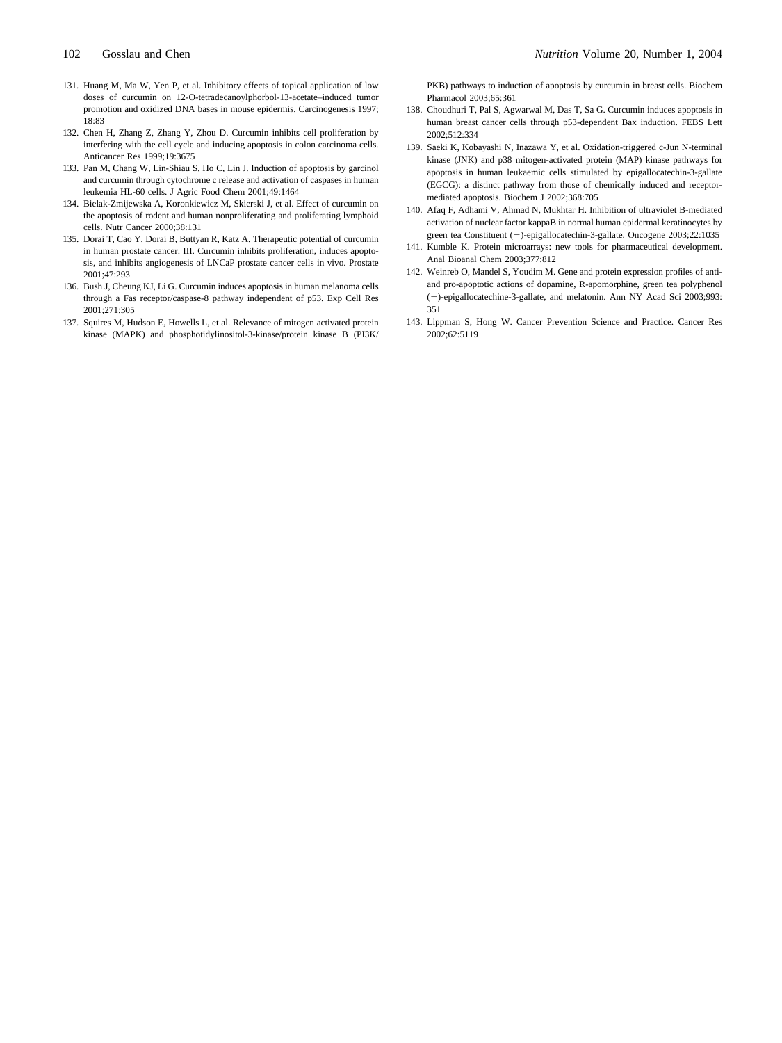131. Huang M, Ma W, Yen P, et al. Inhibitory effects of topical application of low doses of curcumin on 12-O-tetradecanoylphorbol-13-acetate–induced tumor promotion and oxidized DNA bases in mouse epidermis. Carcinogenesis 1997; 18:83
132. Chen H, Zhang Z, Zhang Y, Zhou D. Curcumin inhibits cell proliferation by interfering with the cell cycle and inducing apoptosis in colon carcinoma cells. Anticancer Res 1999;19:3675
133. Pan M, Chang W, Lin-Shiau S, Ho C, Lin J. Induction of apoptosis by garcinol and curcumin through cytochrome c release and activation of caspases in human leukemia HL-60 cells. J Agric Food Chem 2001;49:1464
134. Bielak-Zmijewska A, Koronkiewicz M, Skierski J, et al. Effect of curcumin on the apoptosis of rodent and human nonproliferating and proliferating lymphoid cells. Nutr Cancer 2000;38:131
135. Dorai T, Cao Y, Dorai B, Buttyan R, Katz A. Therapeutic potential of curcumin in human prostate cancer. III. Curcumin inhibits proliferation, induces apoptosis, and inhibits angiogenesis of LNCaP prostate cancer cells in vivo. Prostate 2001;47:293
136. Bush J, Cheung KJ, Li G. Curcumin induces apoptosis in human melanoma cells through a Fas receptor/caspase-8 pathway independent of p53. Exp Cell Res 2001;271:305
137. Squires M, Hudson E, Howells L, et al. Relevance of mitogen activated protein kinase (MAPK) and phosphotidylinositol-3-kinase/protein kinase B (PI3K/PKB) pathways to induction of apoptosis by curcumin in breast cells. Biochem Pharmacol 2003;65:361
138. Choudhuri T, Pal S, Agwarwal M, Das T, Sa G. Curcumin induces apoptosis in human breast cancer cells through p53-dependent Bax induction. FEBS Lett 2002;512:334
139. Saeki K, Kobayashi N, Inazawa Y, et al. Oxidation-triggered c-Jun N-terminal kinase (JNK) and p38 mitogen-activated protein (MAP) kinase pathways for apoptosis in human leukaemic cells stimulated by epigallocatechin-3-gallate (EGCG): a distinct pathway from those of chemically induced and receptor-mediated apoptosis. Biochem J 2002;368:705
140. Afaq F, Adhami V, Ahmad N, Mukhtar H. Inhibition of ultraviolet B-mediated activation of nuclear factor kappaB in normal human epidermal keratinocytes by green tea Constituent (−)-epigallocatechin-3-gallate. Oncogene 2003;22:1035
141. Kumble K. Protein microarrays: new tools for pharmaceutical development. Anal Bioanal Chem 2003;377:812
142. Weinreb O, Mandel S, Youdim M. Gene and protein expression profiles of anti- and pro-apoptotic actions of dopamine, R-apomorphine, green tea polyphenol (−)-epigallocatechine-3-gallate, and melatonin. Ann NY Acad Sci 2003;993: 351
143. Lippman S, Hong W. Cancer Prevention Science and Practice. Cancer Res 2002;62:5119